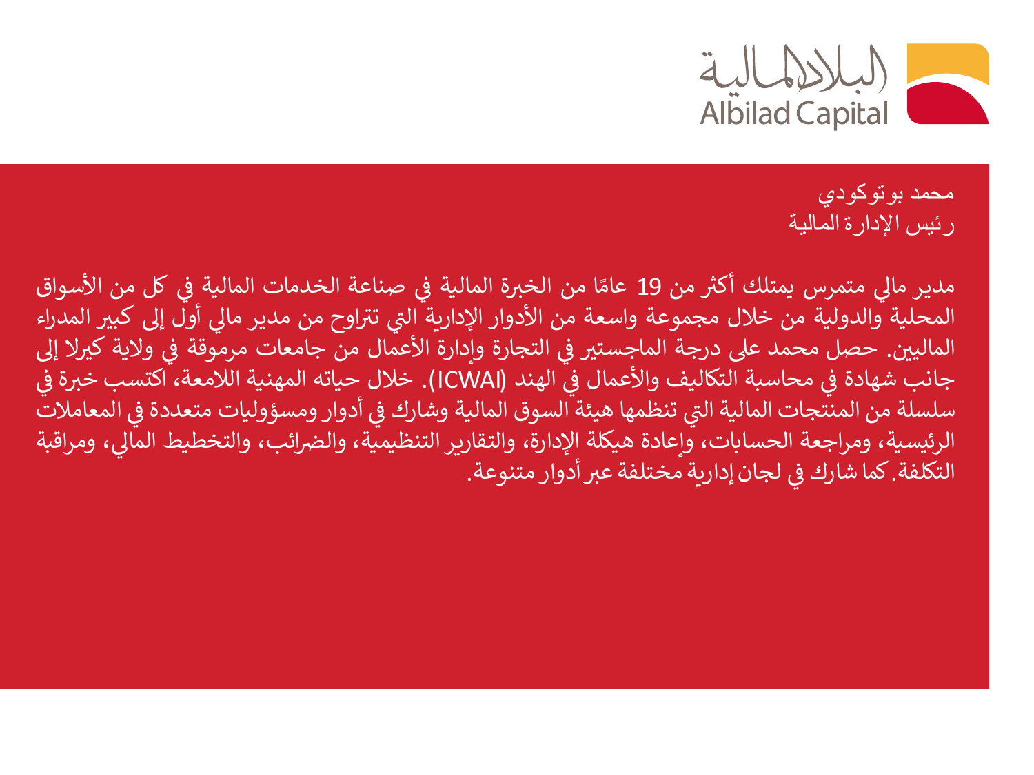البلاد المالية
Albilad Capital

محمد بوتوكودي
رئيس الإدارة المالية

مدير مالي متمرس يمتلك أكثر من 19 عامًا من الخبرة المالية في صناعة الخدمات المالية في كل من الأسواق المحلية والدولية من خلال مجموعة واسعة من الأدوار الإدارية التي تتراوح من مدير مالي أول إلى كبير المدراء الماليين. حصل محمد على درجة الماجستير في التجارة وإدارة الأعمال من جامعات مرموقة في ولاية كيرلا إلى جانب شهادة في محاسبة التكاليف والأعمال في الهند (ICWAI). خلال حياته المهنية اللامعة، اكتسب خبرة في سلسلة من المنتجات المالية التي تنظمها هيئة السوق المالية وشارك في أدوار ومسؤوليات متعددة في المعاملات الرئيسية، ومراجعة الحسابات، وإعادة هيكلة الإدارة، والتقارير التنظيمية، والضرائب، والتخطيط المالي، ومراقبة التكلفة. كما شارك في لجان إدارية مختلفة عبر أدوار متنوعة.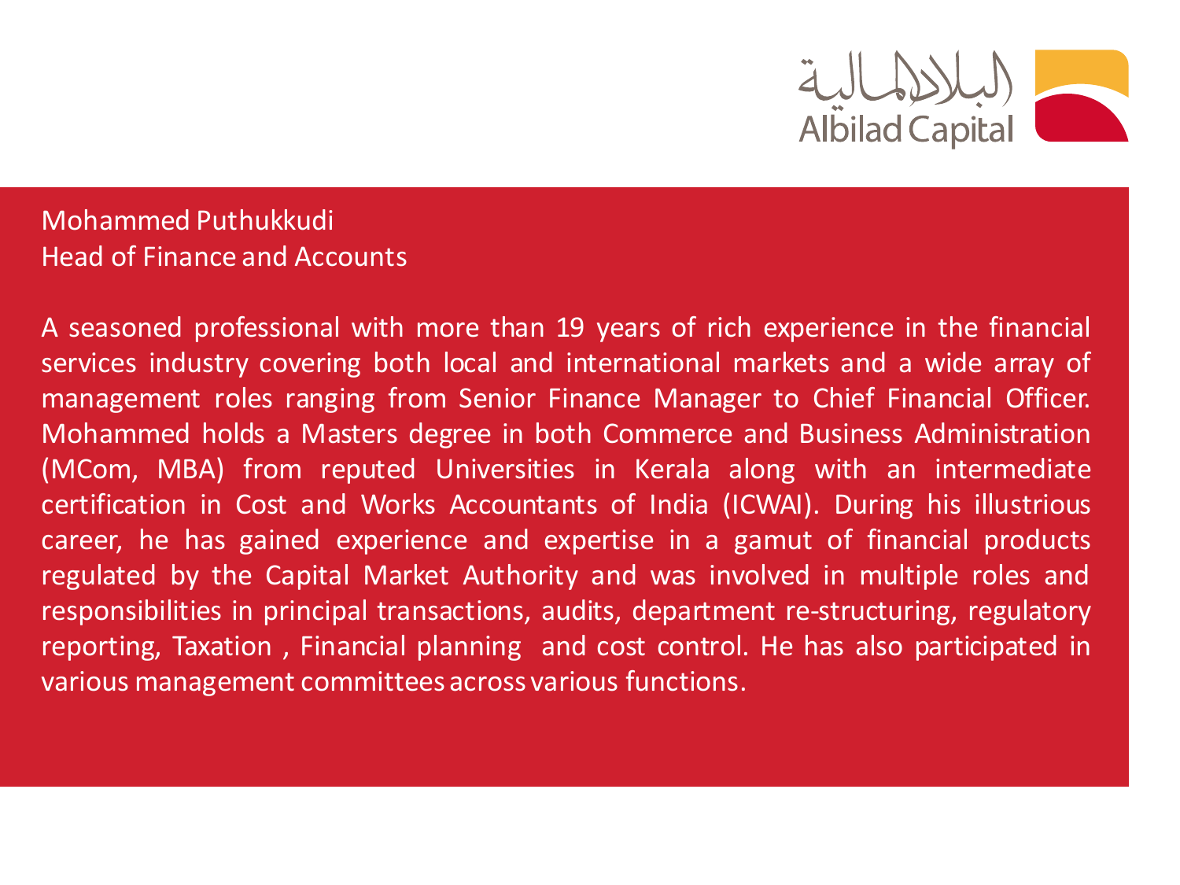البلاد المالية
Albilad Capital

Mohammed Puthukkudi
Head of Finance and Accounts

A seasoned professional with more than 19 years of rich experience in the financial services industry covering both local and international markets and a wide array of management roles ranging from Senior Finance Manager to Chief Financial Officer. Mohammed holds a Masters degree in both Commerce and Business Administration (MCom, MBA) from reputed Universities in Kerala along with an intermediate certification in Cost and Works Accountants of India (ICWAI). During his illustrious career, he has gained experience and expertise in a gamut of financial products regulated by the Capital Market Authority and was involved in multiple roles and responsibilities in principal transactions, audits, department re-structuring, regulatory reporting, Taxation , Financial planning and cost control. He has also participated in various management committees across various functions.